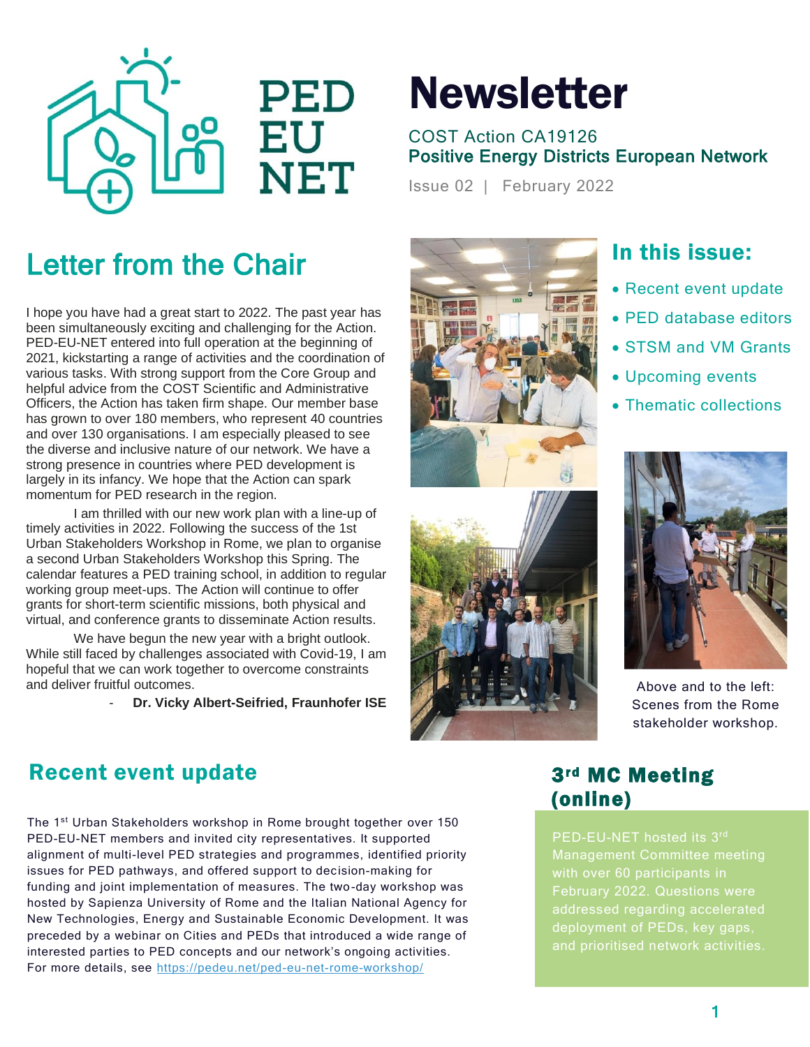PED EU NET

# Newsletter

COST Action CA19126
**Positive Energy Districts European Network**

Issue 02 | February 2022

## Letter from the Chair

I hope you have had a great start to 2022. The past year has been simultaneously exciting and challenging for the Action. PED-EU-NET entered into full operation at the beginning of 2021, kickstarting a range of activities and the coordination of various tasks. With strong support from the Core Group and helpful advice from the COST Scientific and Administrative Officers, the Action has taken firm shape. Our member base has grown to over 180 members, who represent 40 countries and over 130 organisations. I am especially pleased to see the diverse and inclusive nature of our network. We have a strong presence in countries where PED development is largely in its infancy. We hope that the Action can spark momentum for PED research in the region.

I am thrilled with our new work plan with a line-up of timely activities in 2022. Following the success of the 1st Urban Stakeholders Workshop in Rome, we plan to organise a second Urban Stakeholders Workshop this Spring. The calendar features a PED training school, in addition to regular working group meet-ups. The Action will continue to offer grants for short-term scientific missions, both physical and virtual, and conference grants to disseminate Action results.

We have begun the new year with a bright outlook. While still faced by challenges associated with Covid-19, I am hopeful that we can work together to overcome constraints and deliver fruitful outcomes.

- **Dr. Vicky Albert-Seifried, Fraunhofer ISE**

## In this issue:

- Recent event update
- PED database editors
- STSM and VM Grants
- Upcoming events
- Thematic collections

Above and to the left: Scenes from the Rome stakeholder workshop.

## Recent event update

The 1st Urban Stakeholders workshop in Rome brought together over 150 PED-EU-NET members and invited city representatives. It supported alignment of multi-level PED strategies and programmes, identified priority issues for PED pathways, and offered support to decision-making for funding and joint implementation of measures. The two-day workshop was hosted by Sapienza University of Rome and the Italian National Agency for New Technologies, Energy and Sustainable Economic Development. It was preceded by a webinar on Cities and PEDs that introduced a wide range of interested parties to PED concepts and our network's ongoing activities. For more details, see https://pedeu.net/ped-eu-net-rome-workshop/

## 3rd MC Meeting (online)

PED-EU-NET hosted its 3rd Management Committee meeting with over 60 participants in February 2022. Questions were addressed regarding accelerated deployment of PEDs, key gaps, and prioritised network activities.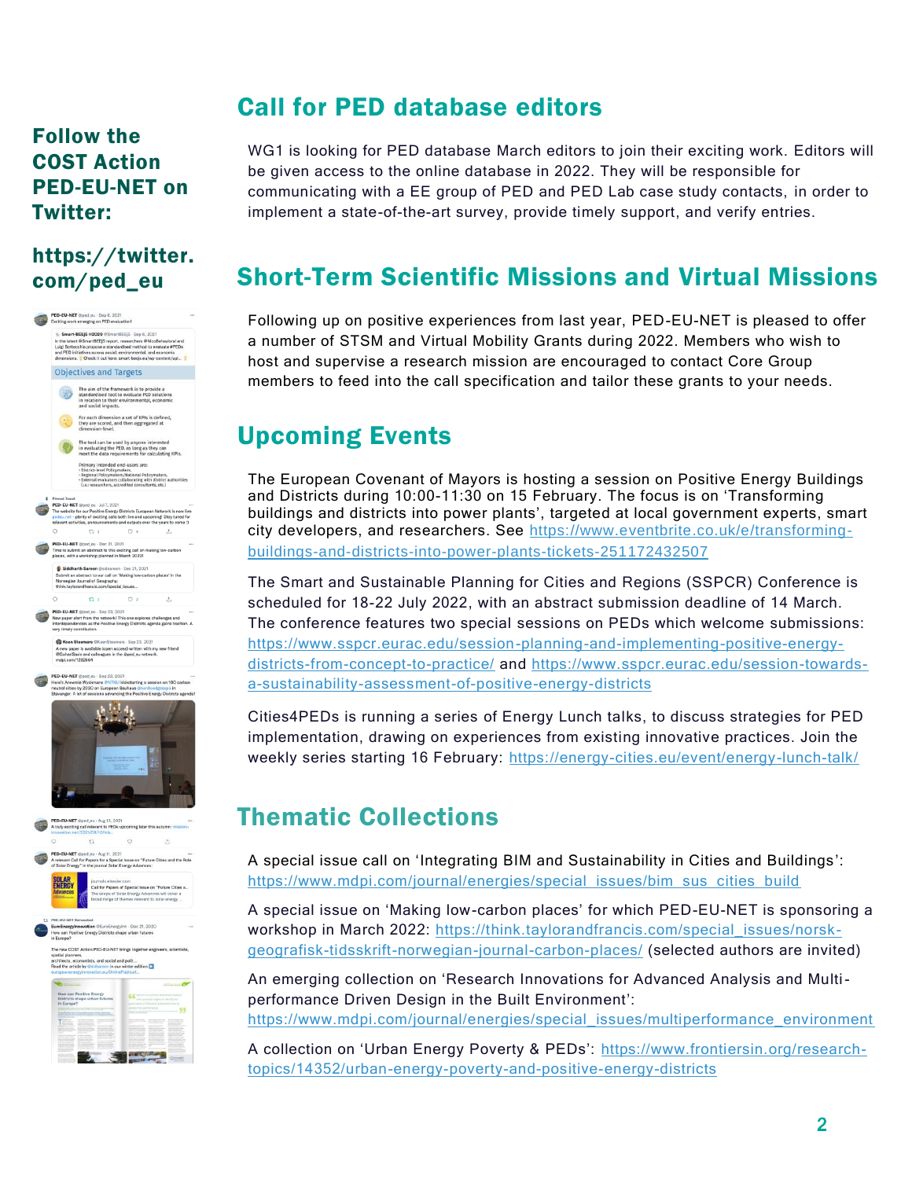**Follow the COST Action PED-EU-NET on Twitter:**

**https://twitter.com/ped_eu**

## Call for PED database editors

WG1 is looking for PED database March editors to join their exciting work. Editors will be given access to the online database in 2022. They will be responsible for communicating with a EE group of PED and PED Lab case study contacts, in order to implement a state-of-the-art survey, provide timely support, and verify entries.

## Short-Term Scientific Missions and Virtual Missions

Following up on positive experiences from last year, PED-EU-NET is pleased to offer a number of STSM and Virtual Mobility Grants during 2022. Members who wish to host and supervise a research mission are encouraged to contact Core Group members to feed into the call specification and tailor these grants to your needs.

## Upcoming Events

The European Covenant of Mayors is hosting a session on Positive Energy Buildings and Districts during 10:00-11:30 on 15 February. The focus is on 'Transforming buildings and districts into power plants', targeted at local government experts, smart city developers, and researchers. See https://www.eventbrite.co.uk/e/transforming-buildings-and-districts-into-power-plants-tickets-251172432507

The Smart and Sustainable Planning for Cities and Regions (SSPCR) Conference is scheduled for 18-22 July 2022, with an abstract submission deadline of 14 March. The conference features two special sessions on PEDs which welcome submissions: https://www.sspcr.eurac.edu/session-planning-and-implementing-positive-energy-districts-from-concept-to-practice/ and https://www.sspcr.eurac.edu/session-towards-a-sustainability-assessment-of-positive-energy-districts

Cities4PEDs is running a series of Energy Lunch talks, to discuss strategies for PED implementation, drawing on experiences from existing innovative practices. Join the weekly series starting 16 February: https://energy-cities.eu/event/energy-lunch-talk/

## Thematic Collections

A special issue call on 'Integrating BIM and Sustainability in Cities and Buildings': https://www.mdpi.com/journal/energies/special_issues/bim_sus_cities_build

A special issue on 'Making low-carbon places' for which PED-EU-NET is sponsoring a workshop in March 2022: https://think.taylorandfrancis.com/special_issues/norsk-geografisk-tidsskrift-norwegian-journal-carbon-places/ (selected authors are invited)

An emerging collection on 'Research Innovations for Advanced Analysis and Multi-performance Driven Design in the Built Environment': https://www.mdpi.com/journal/energies/special_issues/multiperformance_environment

A collection on 'Urban Energy Poverty & PEDs': https://www.frontiersin.org/research-topics/14352/urban-energy-poverty-and-positive-energy-districts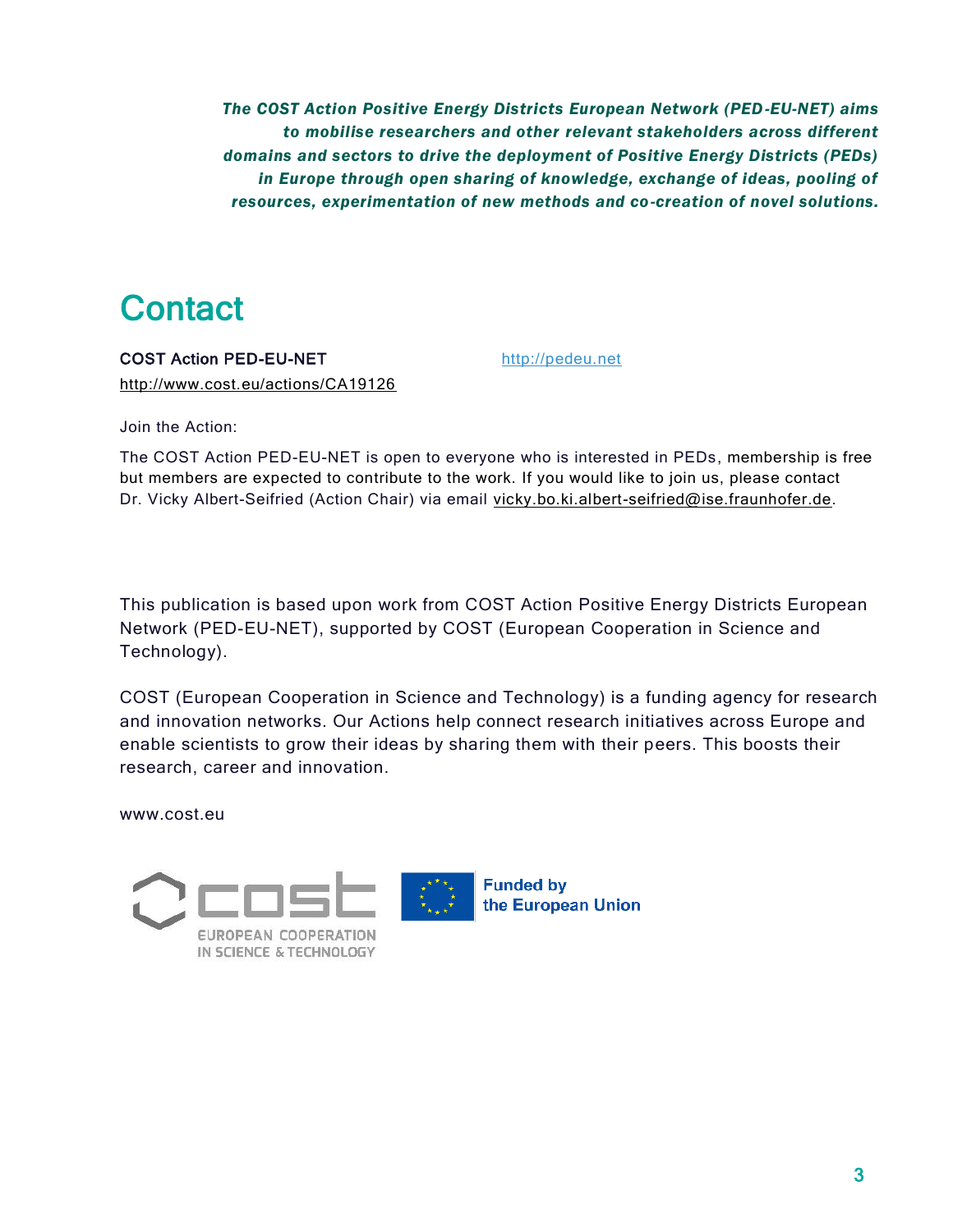***The COST Action Positive Energy Districts European Network (PED-EU-NET) aims to mobilise researchers and other relevant stakeholders across different domains and sectors to drive the deployment of Positive Energy Districts (PEDs) in Europe through open sharing of knowledge, exchange of ideas, pooling of resources, experimentation of new methods and co-creation of novel solutions.***

# Contact

**COST Action PED-EU-NET**

http://www.cost.eu/actions/CA19126

http://pedeu.net

Join the Action:

The COST Action PED-EU-NET is open to everyone who is interested in PEDs, membership is free but members are expected to contribute to the work. If you would like to join us, please contact Dr. Vicky Albert-Seifried (Action Chair) via email vicky.bo.ki.albert-seifried@ise.fraunhofer.de.

This publication is based upon work from COST Action Positive Energy Districts European Network (PED-EU-NET), supported by COST (European Cooperation in Science and Technology).

COST (European Cooperation in Science and Technology) is a funding agency for research and innovation networks. Our Actions help connect research initiatives across Europe and enable scientists to grow their ideas by sharing them with their peers. This boosts their research, career and innovation.

www.cost.eu

COST EUROPEAN COOPERATION IN SCIENCE & TECHNOLOGY

Funded by the European Union